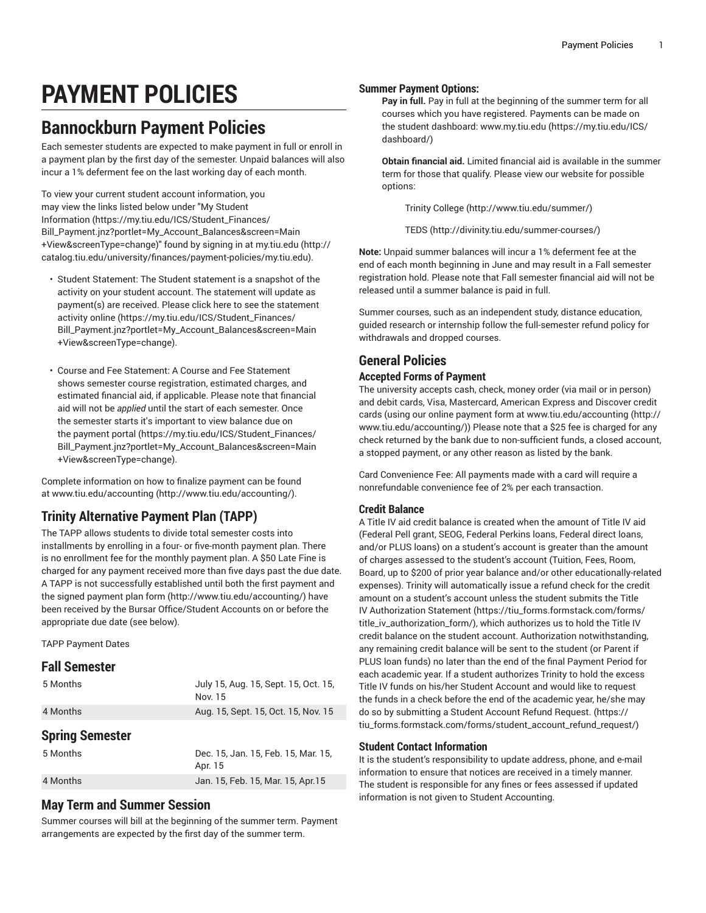# PAYMENT POLICIES

## Bannockburn Payment Policies

Each semester students are expected to make payment in full or enroll in a payment plan by the first day of the semester. Unpaid balances will also incur a 1% deferment fee on the last working day of each month.

To view your current student account information, you may view the links listed below under "My Student Information (https://my.tiu.edu/ICS/Student_Finances/Bill_Payment.jnz?portlet=My_Account_Balances&screen=Main+View&screenType=change)" found by signing in at my.tiu.edu (http://catalog.tiu.edu/university/finances/payment-policies/my.tiu.edu).

- Student Statement: The Student statement is a snapshot of the activity on your student account. The statement will update as payment(s) are received. Please click here to see the statement activity online (https://my.tiu.edu/ICS/Student_Finances/Bill_Payment.jnz?portlet=My_Account_Balances&screen=Main+View&screenType=change).
- Course and Fee Statement: A Course and Fee Statement shows semester course registration, estimated charges, and estimated financial aid, if applicable. Please note that financial aid will not be *applied* until the start of each semester. Once the semester starts it's important to view balance due on the payment portal (https://my.tiu.edu/ICS/Student_Finances/Bill_Payment.jnz?portlet=My_Account_Balances&screen=Main+View&screenType=change).

Complete information on how to finalize payment can be found at www.tiu.edu/accounting (http://www.tiu.edu/accounting/).

### Trinity Alternative Payment Plan (TAPP)

The TAPP allows students to divide total semester costs into installments by enrolling in a four- or five-month payment plan. There is no enrollment fee for the monthly payment plan. A $50 Late Fine is charged for any payment received more than five days past the due date. A TAPP is not successfully established until both the first payment and the signed payment plan form (http://www.tiu.edu/accounting/) have been received by the Bursar Office/Student Accounts on or before the appropriate due date (see below).

TAPP Payment Dates

### Fall Semester

| | |
|---|---|
| 5 Months | July 15, Aug. 15, Sept. 15, Oct. 15, Nov. 15 |
| 4 Months | Aug. 15, Sept. 15, Oct. 15, Nov. 15 |

### Spring Semester

| | |
|---|---|
| 5 Months | Dec. 15, Jan. 15, Feb. 15, Mar. 15, Apr. 15 |
| 4 Months | Jan. 15, Feb. 15, Mar. 15, Apr.15 |

### May Term and Summer Session

Summer courses will bill at the beginning of the summer term. Payment arrangements are expected by the first day of the summer term.

#### Summer Payment Options:

**Pay in full.** Pay in full at the beginning of the summer term for all courses which you have registered. Payments can be made on the student dashboard: www.my.tiu.edu (https://my.tiu.edu/ICS/dashboard/)

**Obtain financial aid.** Limited financial aid is available in the summer term for those that qualify. Please view our website for possible options:

Trinity College (http://www.tiu.edu/summer/)

TEDS (http://divinity.tiu.edu/summer-courses/)

**Note:** Unpaid summer balances will incur a 1% deferment fee at the end of each month beginning in June and may result in a Fall semester registration hold. Please note that Fall semester financial aid will not be released until a summer balance is paid in full.

Summer courses, such as an independent study, distance education, guided research or internship follow the full-semester refund policy for withdrawals and dropped courses.

## General Policies

### Accepted Forms of Payment

The university accepts cash, check, money order (via mail or in person) and debit cards, Visa, Mastercard, American Express and Discover credit cards (using our online payment form at www.tiu.edu/accounting (http://www.tiu.edu/accounting/)) Please note that a $25 fee is charged for any check returned by the bank due to non-sufficient funds, a closed account, a stopped payment, or any other reason as listed by the bank.

Card Convenience Fee: All payments made with a card will require a nonrefundable convenience fee of 2% per each transaction.

### Credit Balance

A Title IV aid credit balance is created when the amount of Title IV aid (Federal Pell grant, SEOG, Federal Perkins loans, Federal direct loans, and/or PLUS loans) on a student's account is greater than the amount of charges assessed to the student's account (Tuition, Fees, Room, Board, up to $200 of prior year balance and/or other educationally-related expenses). Trinity will automatically issue a refund check for the credit amount on a student's account unless the student submits the Title IV Authorization Statement (https://tiu_forms.formstack.com/forms/title_iv_authorization_form/), which authorizes us to hold the Title IV credit balance on the student account. Authorization notwithstanding, any remaining credit balance will be sent to the student (or Parent if PLUS loan funds) no later than the end of the final Payment Period for each academic year. If a student authorizes Trinity to hold the excess Title IV funds on his/her Student Account and would like to request the funds in a check before the end of the academic year, he/she may do so by submitting a Student Account Refund Request. (https://tiu_forms.formstack.com/forms/student_account_refund_request/)

### Student Contact Information

It is the student's responsibility to update address, phone, and e-mail information to ensure that notices are received in a timely manner. The student is responsible for any fines or fees assessed if updated information is not given to Student Accounting.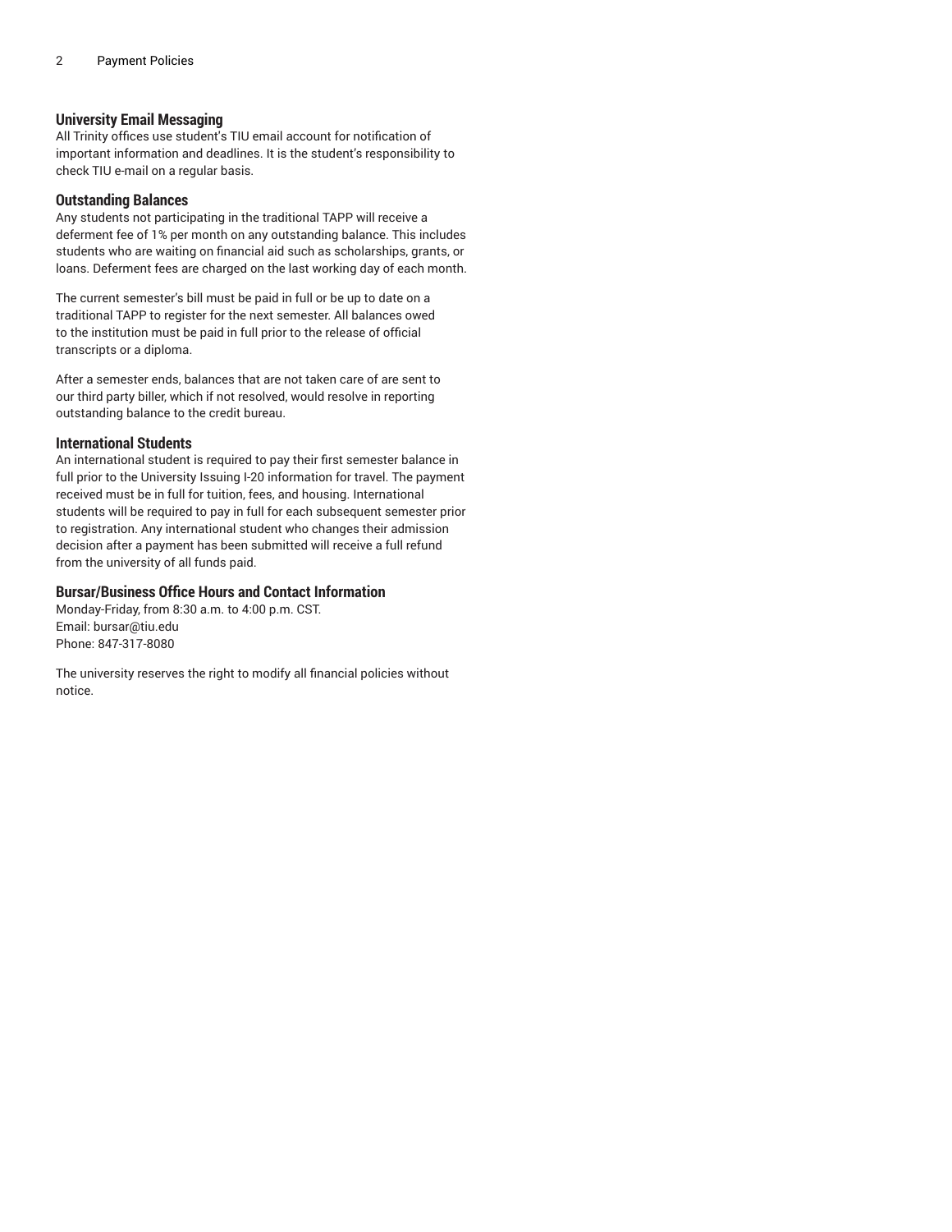### University Email Messaging

All Trinity offices use student's TIU email account for notification of important information and deadlines. It is the student's responsibility to check TIU e-mail on a regular basis.

### Outstanding Balances

Any students not participating in the traditional TAPP will receive a deferment fee of 1% per month on any outstanding balance. This includes students who are waiting on financial aid such as scholarships, grants, or loans. Deferment fees are charged on the last working day of each month.

The current semester's bill must be paid in full or be up to date on a traditional TAPP to register for the next semester. All balances owed to the institution must be paid in full prior to the release of official transcripts or a diploma.

After a semester ends, balances that are not taken care of are sent to our third party biller, which if not resolved, would resolve in reporting outstanding balance to the credit bureau.

### International Students

An international student is required to pay their first semester balance in full prior to the University Issuing I-20 information for travel. The payment received must be in full for tuition, fees, and housing. International students will be required to pay in full for each subsequent semester prior to registration. Any international student who changes their admission decision after a payment has been submitted will receive a full refund from the university of all funds paid.

### Bursar/Business Office Hours and Contact Information

Monday-Friday, from 8:30 a.m. to 4:00 p.m. CST.
Email: bursar@tiu.edu
Phone: 847-317-8080

The university reserves the right to modify all financial policies without notice.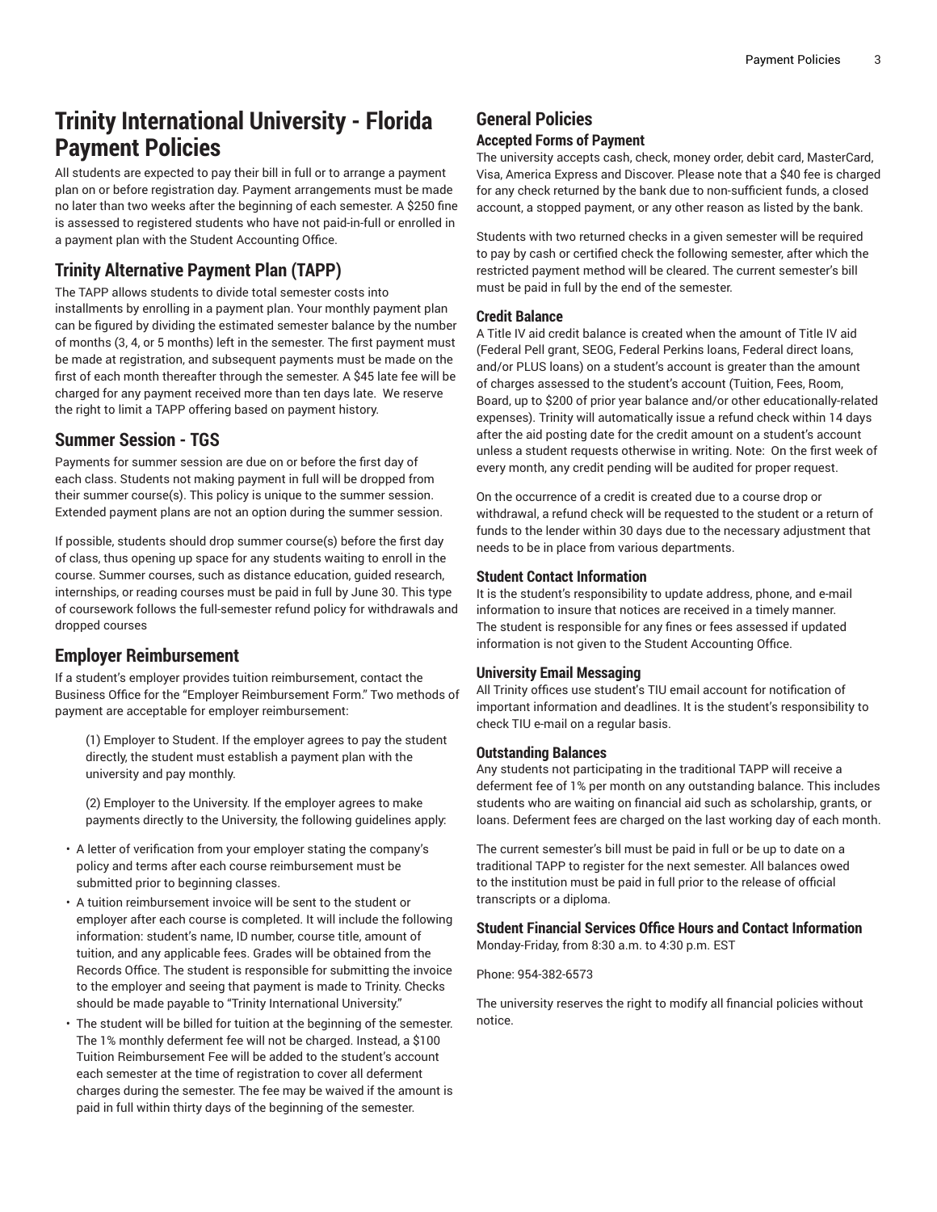# Trinity International University - Florida Payment Policies

All students are expected to pay their bill in full or to arrange a payment plan on or before registration day. Payment arrangements must be made no later than two weeks after the beginning of each semester. A $250 fine is assessed to registered students who have not paid-in-full or enrolled in a payment plan with the Student Accounting Office.

## Trinity Alternative Payment Plan (TAPP)

The TAPP allows students to divide total semester costs into installments by enrolling in a payment plan. Your monthly payment plan can be figured by dividing the estimated semester balance by the number of months (3, 4, or 5 months) left in the semester. The first payment must be made at registration, and subsequent payments must be made on the first of each month thereafter through the semester. A $45 late fee will be charged for any payment received more than ten days late. We reserve the right to limit a TAPP offering based on payment history.

## Summer Session - TGS

Payments for summer session are due on or before the first day of each class. Students not making payment in full will be dropped from their summer course(s). This policy is unique to the summer session. Extended payment plans are not an option during the summer session.

If possible, students should drop summer course(s) before the first day of class, thus opening up space for any students waiting to enroll in the course. Summer courses, such as distance education, guided research, internships, or reading courses must be paid in full by June 30. This type of coursework follows the full-semester refund policy for withdrawals and dropped courses

## Employer Reimbursement

If a student's employer provides tuition reimbursement, contact the Business Office for the "Employer Reimbursement Form." Two methods of payment are acceptable for employer reimbursement:

(1) Employer to Student. If the employer agrees to pay the student directly, the student must establish a payment plan with the university and pay monthly.

(2) Employer to the University. If the employer agrees to make payments directly to the University, the following guidelines apply:

- A letter of verification from your employer stating the company's policy and terms after each course reimbursement must be submitted prior to beginning classes.
- A tuition reimbursement invoice will be sent to the student or employer after each course is completed. It will include the following information: student's name, ID number, course title, amount of tuition, and any applicable fees. Grades will be obtained from the Records Office. The student is responsible for submitting the invoice to the employer and seeing that payment is made to Trinity. Checks should be made payable to "Trinity International University."
- The student will be billed for tuition at the beginning of the semester. The 1% monthly deferment fee will not be charged. Instead, a $100 Tuition Reimbursement Fee will be added to the student's account each semester at the time of registration to cover all deferment charges during the semester. The fee may be waived if the amount is paid in full within thirty days of the beginning of the semester.

## General Policies

### Accepted Forms of Payment

The university accepts cash, check, money order, debit card, MasterCard, Visa, America Express and Discover. Please note that a $40 fee is charged for any check returned by the bank due to non-sufficient funds, a closed account, a stopped payment, or any other reason as listed by the bank.

Students with two returned checks in a given semester will be required to pay by cash or certified check the following semester, after which the restricted payment method will be cleared. The current semester's bill must be paid in full by the end of the semester.

### Credit Balance

A Title IV aid credit balance is created when the amount of Title IV aid (Federal Pell grant, SEOG, Federal Perkins loans, Federal direct loans, and/or PLUS loans) on a student's account is greater than the amount of charges assessed to the student's account (Tuition, Fees, Room, Board, up to $200 of prior year balance and/or other educationally-related expenses). Trinity will automatically issue a refund check within 14 days after the aid posting date for the credit amount on a student's account unless a student requests otherwise in writing. Note: On the first week of every month, any credit pending will be audited for proper request.

On the occurrence of a credit is created due to a course drop or withdrawal, a refund check will be requested to the student or a return of funds to the lender within 30 days due to the necessary adjustment that needs to be in place from various departments.

### Student Contact Information

It is the student's responsibility to update address, phone, and e-mail information to insure that notices are received in a timely manner. The student is responsible for any fines or fees assessed if updated information is not given to the Student Accounting Office.

### University Email Messaging

All Trinity offices use student's TIU email account for notification of important information and deadlines. It is the student's responsibility to check TIU e-mail on a regular basis.

### Outstanding Balances

Any students not participating in the traditional TAPP will receive a deferment fee of 1% per month on any outstanding balance. This includes students who are waiting on financial aid such as scholarship, grants, or loans. Deferment fees are charged on the last working day of each month.

The current semester's bill must be paid in full or be up to date on a traditional TAPP to register for the next semester. All balances owed to the institution must be paid in full prior to the release of official transcripts or a diploma.

### Student Financial Services Office Hours and Contact Information

Monday-Friday, from 8:30 a.m. to 4:30 p.m. EST

Phone: 954-382-6573

The university reserves the right to modify all financial policies without notice.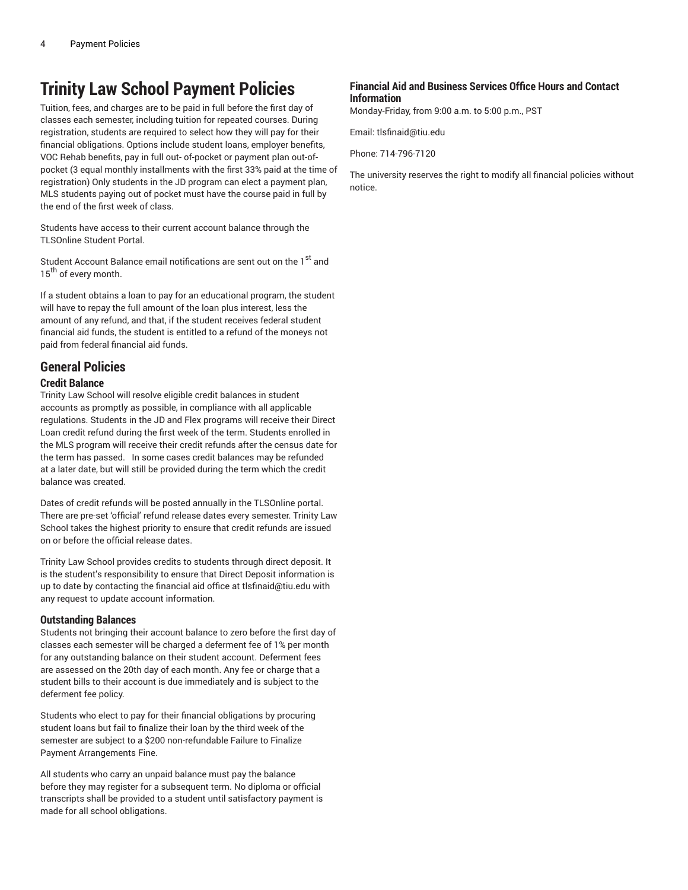# Trinity Law School Payment Policies

Tuition, fees, and charges are to be paid in full before the first day of classes each semester, including tuition for repeated courses. During registration, students are required to select how they will pay for their financial obligations. Options include student loans, employer benefits, VOC Rehab benefits, pay in full out- of-pocket or payment plan out-of-pocket (3 equal monthly installments with the first 33% paid at the time of registration) Only students in the JD program can elect a payment plan, MLS students paying out of pocket must have the course paid in full by the end of the first week of class.

Students have access to their current account balance through the TLSOnline Student Portal.

Student Account Balance email notifications are sent out on the 1st and 15th of every month.

If a student obtains a loan to pay for an educational program, the student will have to repay the full amount of the loan plus interest, less the amount of any refund, and that, if the student receives federal student financial aid funds, the student is entitled to a refund of the moneys not paid from federal financial aid funds.

## General Policies

### Credit Balance

Trinity Law School will resolve eligible credit balances in student accounts as promptly as possible, in compliance with all applicable regulations. Students in the JD and Flex programs will receive their Direct Loan credit refund during the first week of the term. Students enrolled in the MLS program will receive their credit refunds after the census date for the term has passed. In some cases credit balances may be refunded at a later date, but will still be provided during the term which the credit balance was created.

Dates of credit refunds will be posted annually in the TLSOnline portal. There are pre-set 'official' refund release dates every semester. Trinity Law School takes the highest priority to ensure that credit refunds are issued on or before the official release dates.

Trinity Law School provides credits to students through direct deposit. It is the student's responsibility to ensure that Direct Deposit information is up to date by contacting the financial aid office at tlsfinaid@tiu.edu with any request to update account information.

### Outstanding Balances

Students not bringing their account balance to zero before the first day of classes each semester will be charged a deferment fee of 1% per month for any outstanding balance on their student account. Deferment fees are assessed on the 20th day of each month. Any fee or charge that a student bills to their account is due immediately and is subject to the deferment fee policy.

Students who elect to pay for their financial obligations by procuring student loans but fail to finalize their loan by the third week of the semester are subject to a $200 non-refundable Failure to Finalize Payment Arrangements Fine.

All students who carry an unpaid balance must pay the balance before they may register for a subsequent term. No diploma or official transcripts shall be provided to a student until satisfactory payment is made for all school obligations.

### Financial Aid and Business Services Office Hours and Contact Information

Monday-Friday, from 9:00 a.m. to 5:00 p.m., PST

Email: tlsfinaid@tiu.edu

Phone: 714-796-7120

The university reserves the right to modify all financial policies without notice.